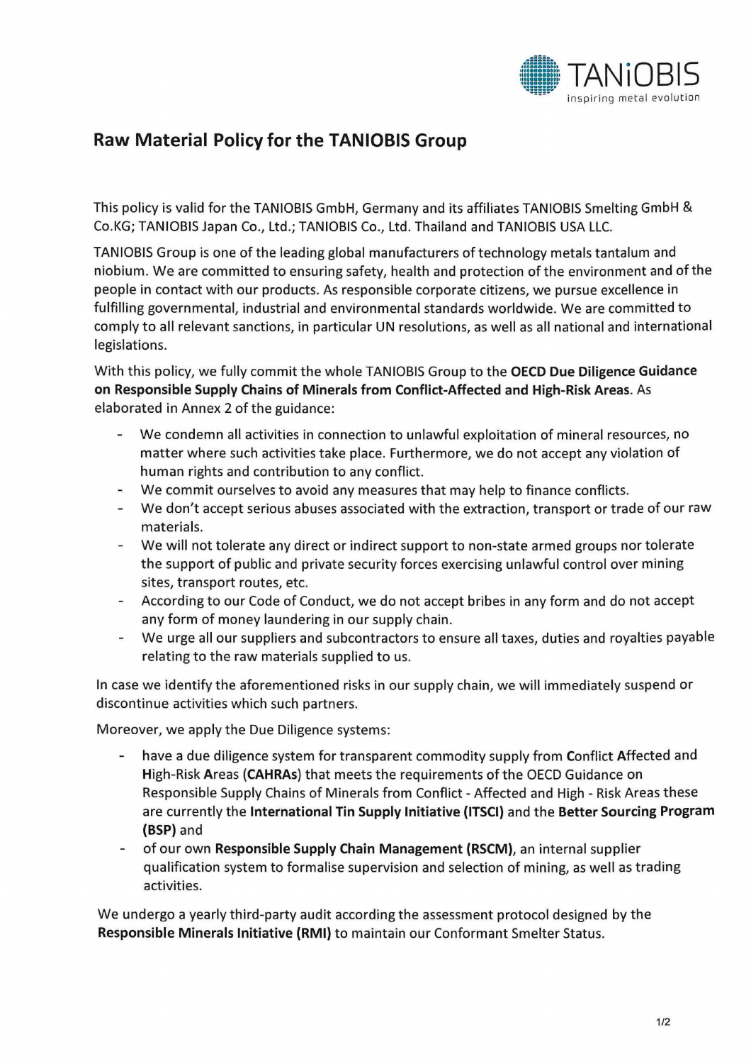# Raw Material Policy for the TANIOBIS Group

This policy is valid for the TANIOBIS GmbH, Germany and its affiliates TANIOBIS Smelting GmbH & Co.KG; TANIOBIS Japan Co., Ltd.; TANIOBIS Co., Ltd. Thailand and TANIOBIS USA LLC.

TANIOBIS Group is one of the leading global manufacturers of technology metals tantalum and niobium. We are committed to ensuring safety, health and protection of the environment and of the people in contact with our products. As responsible corporate citizens, we pursue excellence in fulfilling governmental, industrial and environmental standards worldwide. We are committed to comply to all relevant sanctions, in particular UN resolutions, as well as all national and international legislations.

With this policy, we fully commit the whole TANIOBIS Group to the **OECD Due Diligence Guidance on Responsible Supply Chains of Minerals from Conflict-Affected and High-Risk Areas**. As elaborated in Annex 2 of the guidance:

- We condemn all activities in connection to unlawful exploitation of mineral resources, no matter where such activities take place. Furthermore, we do not accept any violation of human rights and contribution to any conflict.
- We commit ourselves to avoid any measures that may help to finance conflicts.
- We don't accept serious abuses associated with the extraction, transport or trade of our raw materials.
- We will not tolerate any direct or indirect support to non-state armed groups nor tolerate the support of public and private security forces exercising unlawful control over mining sites, transport routes, etc.
- According to our Code of Conduct, we do not accept bribes in any form and do not accept any form of money laundering in our supply chain.
- We urge all our suppliers and subcontractors to ensure all taxes, duties and royalties payable relating to the raw materials supplied to us.

In case we identify the aforementioned risks in our supply chain, we will immediately suspend or discontinue activities which such partners.

Moreover, we apply the Due Diligence systems:

- have a due diligence system for transparent commodity supply from **C**onflict **A**ffected and **H**igh-Risk **A**reas (**CAHRAs**) that meets the requirements of the OECD Guidance on Responsible Supply Chains of Minerals from Conflict - Affected and High - Risk Areas these are currently the **International Tin Supply Initiative (ITSCI)** and the **Better Sourcing Program (BSP)** and
- of our own **Responsible Supply Chain Management (RSCM)**, an internal supplier qualification system to formalise supervision and selection of mining, as well as trading activities.

We undergo a yearly third-party audit according the assessment protocol designed by the **Responsible Minerals Initiative (RMI)** to maintain our Conformant Smelter Status.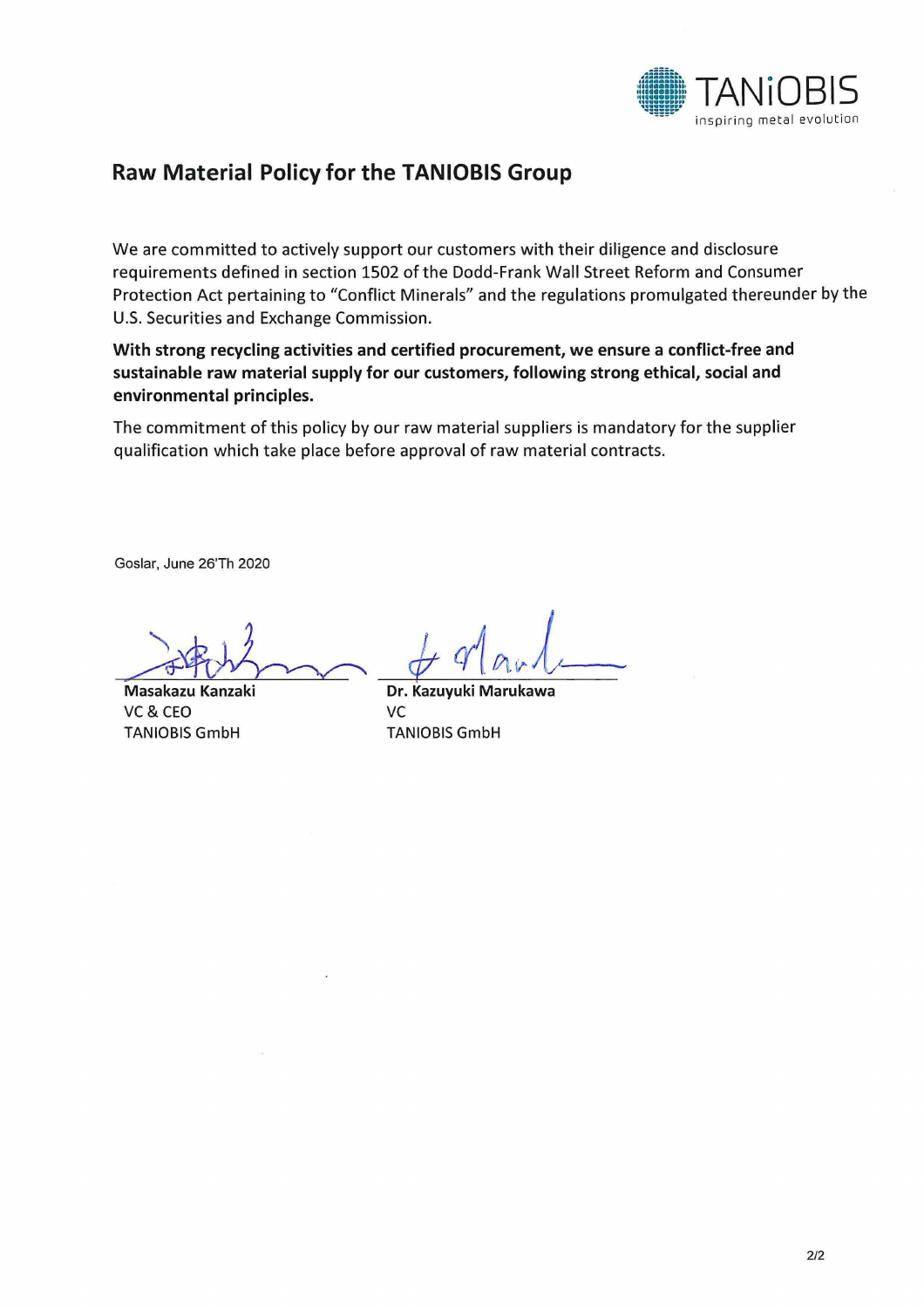TANiOBIS
inspiring metal evolution

## Raw Material Policy for the TANIOBIS Group

We are committed to actively support our customers with their diligence and disclosure requirements defined in section 1502 of the Dodd-Frank Wall Street Reform and Consumer Protection Act pertaining to "Conflict Minerals" and the regulations promulgated thereunder by the U.S. Securities and Exchange Commission.

**With strong recycling activities and certified procurement, we ensure a conflict-free and sustainable raw material supply for our customers, following strong ethical, social and environmental principles.**

The commitment of this policy by our raw material suppliers is mandatory for the supplier qualification which take place before approval of raw material contracts.

Goslar, June 26'Th 2020

**Masakazu Kanzaki**
VC & CEO
TANIOBIS GmbH

**Dr. Kazuyuki Marukawa**
VC
TANIOBIS GmbH